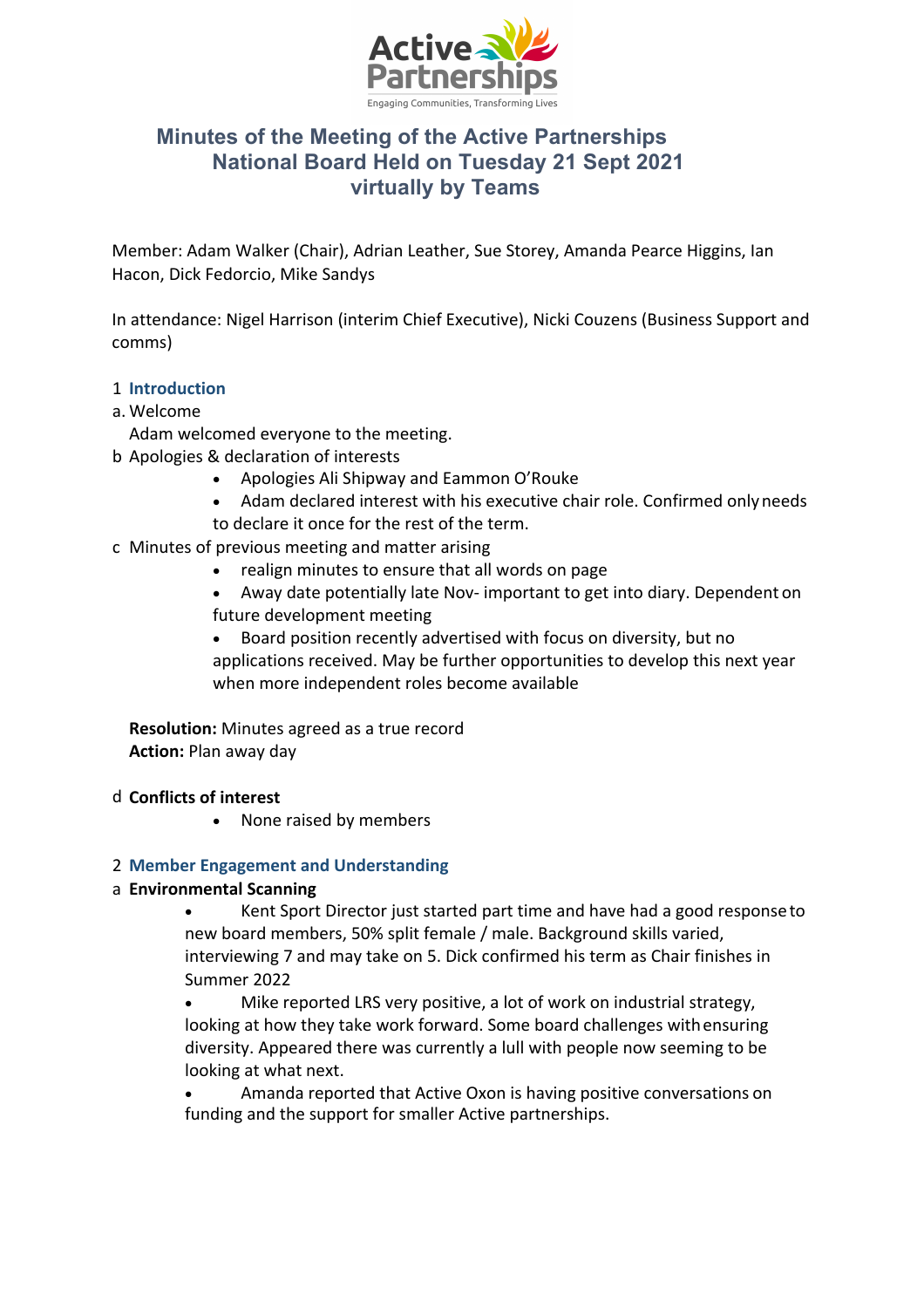# Minutes of the Meeting of the Active Partnerships National Board Held on Tuesday 21 Sept 2021 virtually by Teams

Member: Adam Walker (Chair), Adrian Leather, Sue Storey, Amanda Pearce Higgins, Ian Hacon, Dick Fedorcio, Mike Sandys

In attendance: Nigel Harrison (interim Chief Executive), Nicki Couzens (Business Support and comms)

## 1 Introduction

a. Welcome

Adam welcomed everyone to the meeting.

b Apologies & declaration of interests

- Apologies Ali Shipway and Eammon O'Rouke
- Adam declared interest with his executive chair role. Confirmed only needs to declare it once for the rest of the term.

c Minutes of previous meeting and matter arising

- realign minutes to ensure that all words on page
- Away date potentially late Nov- important to get into diary. Dependent on future development meeting
- Board position recently advertised with focus on diversity, but no applications received. May be further opportunities to develop this next year when more independent roles become available

**Resolution:** Minutes agreed as a true record
**Action:** Plan away day

d **Conflicts of interest**

- None raised by members

## 2 Member Engagement and Understanding

a **Environmental Scanning**

- Kent Sport Director just started part time and have had a good response to new board members, 50% split female / male. Background skills varied, interviewing 7 and may take on 5. Dick confirmed his term as Chair finishes in Summer 2022
- Mike reported LRS very positive, a lot of work on industrial strategy, looking at how they take work forward. Some board challenges with ensuring diversity. Appeared there was currently a lull with people now seeming to be looking at what next.
- Amanda reported that Active Oxon is having positive conversations on funding and the support for smaller Active partnerships.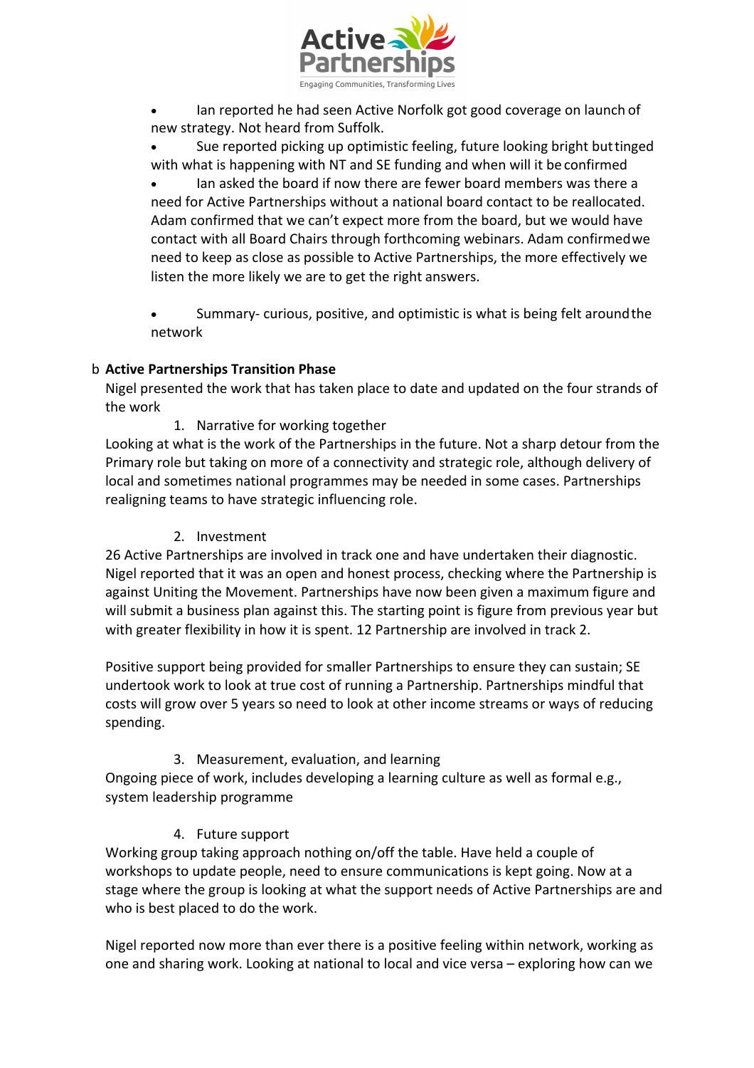- Ian reported he had seen Active Norfolk got good coverage on launch of new strategy. Not heard from Suffolk.
- Sue reported picking up optimistic feeling, future looking bright but tinged with what is happening with NT and SE funding and when will it be confirmed
- Ian asked the board if now there are fewer board members was there a need for Active Partnerships without a national board contact to be reallocated. Adam confirmed that we can't expect more from the board, but we would have contact with all Board Chairs through forthcoming webinars. Adam confirmed we need to keep as close as possible to Active Partnerships, the more effectively we listen the more likely we are to get the right answers.

- Summary- curious, positive, and optimistic is what is being felt around the network

b **Active Partnerships Transition Phase**

Nigel presented the work that has taken place to date and updated on the four strands of the work

1. Narrative for working together

Looking at what is the work of the Partnerships in the future. Not a sharp detour from the Primary role but taking on more of a connectivity and strategic role, although delivery of local and sometimes national programmes may be needed in some cases. Partnerships realigning teams to have strategic influencing role.

2. Investment

26 Active Partnerships are involved in track one and have undertaken their diagnostic. Nigel reported that it was an open and honest process, checking where the Partnership is against Uniting the Movement. Partnerships have now been given a maximum figure and will submit a business plan against this. The starting point is figure from previous year but with greater flexibility in how it is spent. 12 Partnership are involved in track 2.

Positive support being provided for smaller Partnerships to ensure they can sustain; SE undertook work to look at true cost of running a Partnership. Partnerships mindful that costs will grow over 5 years so need to look at other income streams or ways of reducing spending.

3. Measurement, evaluation, and learning

Ongoing piece of work, includes developing a learning culture as well as formal e.g., system leadership programme

4. Future support

Working group taking approach nothing on/off the table. Have held a couple of workshops to update people, need to ensure communications is kept going. Now at a stage where the group is looking at what the support needs of Active Partnerships are and who is best placed to do the work.

Nigel reported now more than ever there is a positive feeling within network, working as one and sharing work. Looking at national to local and vice versa – exploring how can we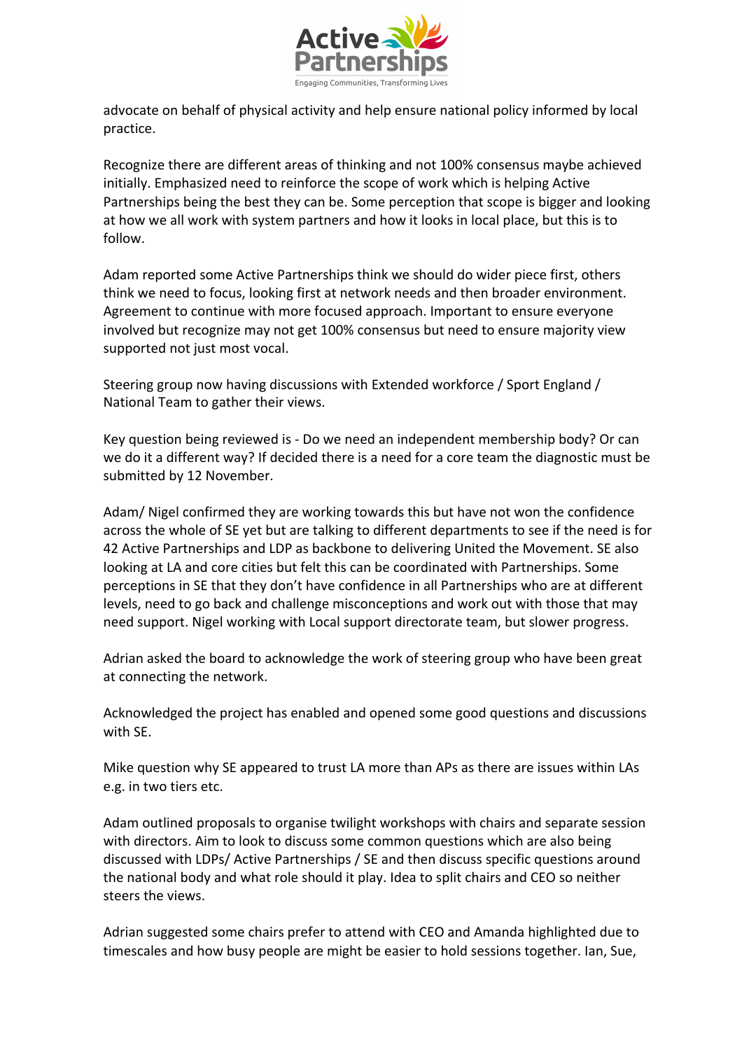advocate on behalf of physical activity and help ensure national policy informed by local practice.

Recognize there are different areas of thinking and not 100% consensus maybe achieved initially. Emphasized need to reinforce the scope of work which is helping Active Partnerships being the best they can be. Some perception that scope is bigger and looking at how we all work with system partners and how it looks in local place, but this is to follow.

Adam reported some Active Partnerships think we should do wider piece first, others think we need to focus, looking first at network needs and then broader environment. Agreement to continue with more focused approach. Important to ensure everyone involved but recognize may not get 100% consensus but need to ensure majority view supported not just most vocal.

Steering group now having discussions with Extended workforce / Sport England / National Team to gather their views.

Key question being reviewed is - Do we need an independent membership body? Or can we do it a different way? If decided there is a need for a core team the diagnostic must be submitted by 12 November.

Adam/ Nigel confirmed they are working towards this but have not won the confidence across the whole of SE yet but are talking to different departments to see if the need is for 42 Active Partnerships and LDP as backbone to delivering United the Movement. SE also looking at LA and core cities but felt this can be coordinated with Partnerships. Some perceptions in SE that they don't have confidence in all Partnerships who are at different levels, need to go back and challenge misconceptions and work out with those that may need support. Nigel working with Local support directorate team, but slower progress.

Adrian asked the board to acknowledge the work of steering group who have been great at connecting the network.

Acknowledged the project has enabled and opened some good questions and discussions with SE.

Mike question why SE appeared to trust LA more than APs as there are issues within LAs e.g. in two tiers etc.

Adam outlined proposals to organise twilight workshops with chairs and separate session with directors. Aim to look to discuss some common questions which are also being discussed with LDPs/ Active Partnerships / SE and then discuss specific questions around the national body and what role should it play. Idea to split chairs and CEO so neither steers the views.

Adrian suggested some chairs prefer to attend with CEO and Amanda highlighted due to timescales and how busy people are might be easier to hold sessions together. Ian, Sue,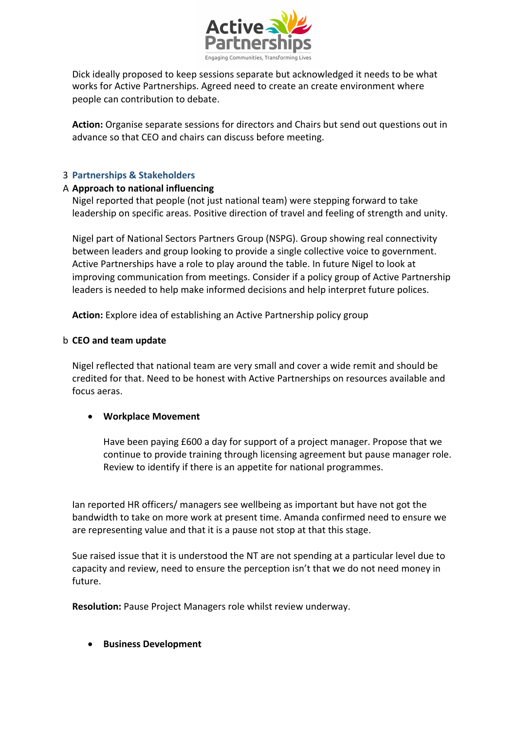Dick ideally proposed to keep sessions separate but acknowledged it needs to be what works for Active Partnerships. Agreed need to create an create environment where people can contribution to debate.

**Action:** Organise separate sessions for directors and Chairs but send out questions out in advance so that CEO and chairs can discuss before meeting.

## 3 Partnerships & Stakeholders

### A Approach to national influencing

Nigel reported that people (not just national team) were stepping forward to take leadership on specific areas. Positive direction of travel and feeling of strength and unity.

Nigel part of National Sectors Partners Group (NSPG). Group showing real connectivity between leaders and group looking to provide a single collective voice to government. Active Partnerships have a role to play around the table. In future Nigel to look at improving communication from meetings. Consider if a policy group of Active Partnership leaders is needed to help make informed decisions and help interpret future polices.

**Action:** Explore idea of establishing an Active Partnership policy group

### b CEO and team update

Nigel reflected that national team are very small and cover a wide remit and should be credited for that. Need to be honest with Active Partnerships on resources available and focus aeras.

- **Workplace Movement**

  Have been paying £600 a day for support of a project manager. Propose that we continue to provide training through licensing agreement but pause manager role. Review to identify if there is an appetite for national programmes.

Ian reported HR officers/ managers see wellbeing as important but have not got the bandwidth to take on more work at present time. Amanda confirmed need to ensure we are representing value and that it is a pause not stop at that this stage.

Sue raised issue that it is understood the NT are not spending at a particular level due to capacity and review, need to ensure the perception isn't that we do not need money in future.

**Resolution:** Pause Project Managers role whilst review underway.

- **Business Development**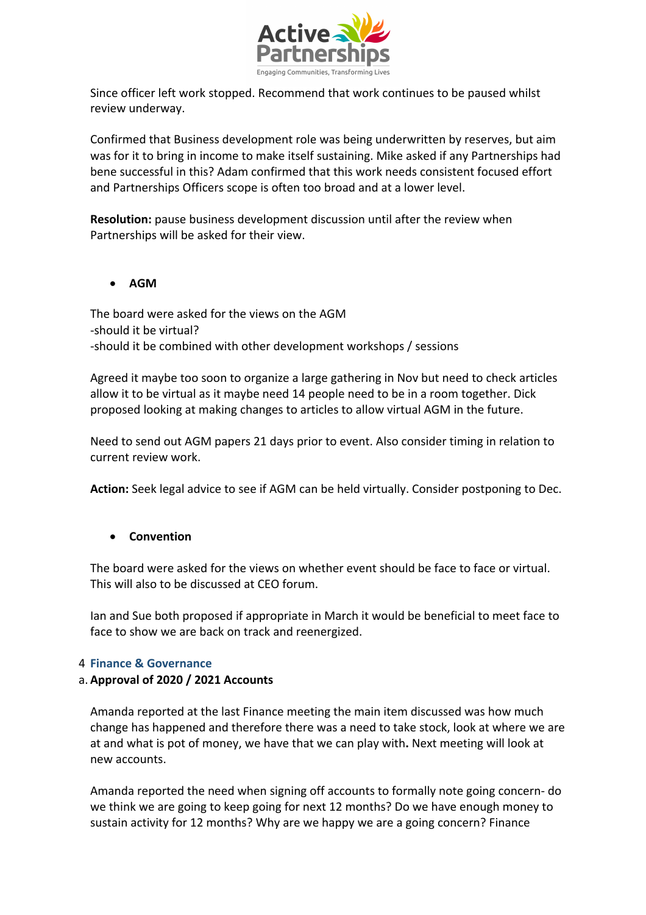Since officer left work stopped. Recommend that work continues to be paused whilst review underway.

Confirmed that Business development role was being underwritten by reserves, but aim was for it to bring in income to make itself sustaining. Mike asked if any Partnerships had bene successful in this? Adam confirmed that this work needs consistent focused effort and Partnerships Officers scope is often too broad and at a lower level.

**Resolution:** pause business development discussion until after the review when Partnerships will be asked for their view.

- **AGM**

The board were asked for the views on the AGM
-should it be virtual?
-should it be combined with other development workshops / sessions

Agreed it maybe too soon to organize a large gathering in Nov but need to check articles allow it to be virtual as it maybe need 14 people need to be in a room together. Dick proposed looking at making changes to articles to allow virtual AGM in the future.

Need to send out AGM papers 21 days prior to event. Also consider timing in relation to current review work.

**Action:** Seek legal advice to see if AGM can be held virtually. Consider postponing to Dec.

- **Convention**

The board were asked for the views on whether event should be face to face or virtual. This will also to be discussed at CEO forum.

Ian and Sue both proposed if appropriate in March it would be beneficial to meet face to face to show we are back on track and reenergized.

## 4 Finance & Governance

### a. Approval of 2020 / 2021 Accounts

Amanda reported at the last Finance meeting the main item discussed was how much change has happened and therefore there was a need to take stock, look at where we are at and what is pot of money, we have that we can play with**.** Next meeting will look at new accounts.

Amanda reported the need when signing off accounts to formally note going concern- do we think we are going to keep going for next 12 months? Do we have enough money to sustain activity for 12 months? Why are we happy we are a going concern? Finance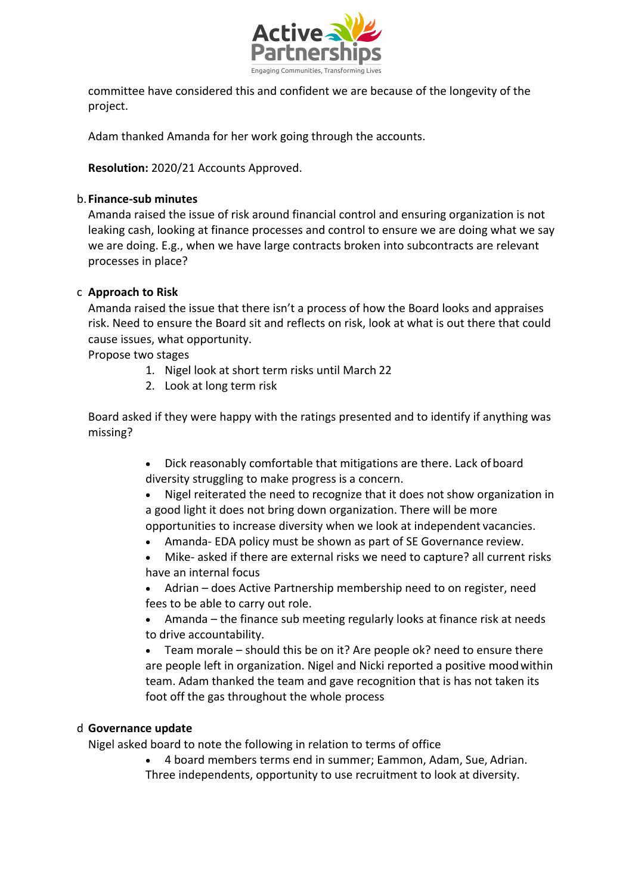committee have considered this and confident we are because of the longevity of the project.

Adam thanked Amanda for her work going through the accounts.

**Resolution:** 2020/21 Accounts Approved.

b. **Finance-sub minutes**

Amanda raised the issue of risk around financial control and ensuring organization is not leaking cash, looking at finance processes and control to ensure we are doing what we say we are doing. E.g., when we have large contracts broken into subcontracts are relevant processes in place?

c **Approach to Risk**

Amanda raised the issue that there isn't a process of how the Board looks and appraises risk. Need to ensure the Board sit and reflects on risk, look at what is out there that could cause issues, what opportunity.

Propose two stages

1. Nigel look at short term risks until March 22
2. Look at long term risk

Board asked if they were happy with the ratings presented and to identify if anything was missing?

- Dick reasonably comfortable that mitigations are there. Lack of board diversity struggling to make progress is a concern.
- Nigel reiterated the need to recognize that it does not show organization in a good light it does not bring down organization. There will be more opportunities to increase diversity when we look at independent vacancies.
- Amanda- EDA policy must be shown as part of SE Governance review.
- Mike- asked if there are external risks we need to capture? all current risks have an internal focus
- Adrian – does Active Partnership membership need to on register, need fees to be able to carry out role.
- Amanda – the finance sub meeting regularly looks at finance risk at needs to drive accountability.
- Team morale – should this be on it? Are people ok? need to ensure there are people left in organization. Nigel and Nicki reported a positive mood within team. Adam thanked the team and gave recognition that is has not taken its foot off the gas throughout the whole process

d **Governance update**

Nigel asked board to note the following in relation to terms of office

- 4 board members terms end in summer; Eammon, Adam, Sue, Adrian. Three independents, opportunity to use recruitment to look at diversity.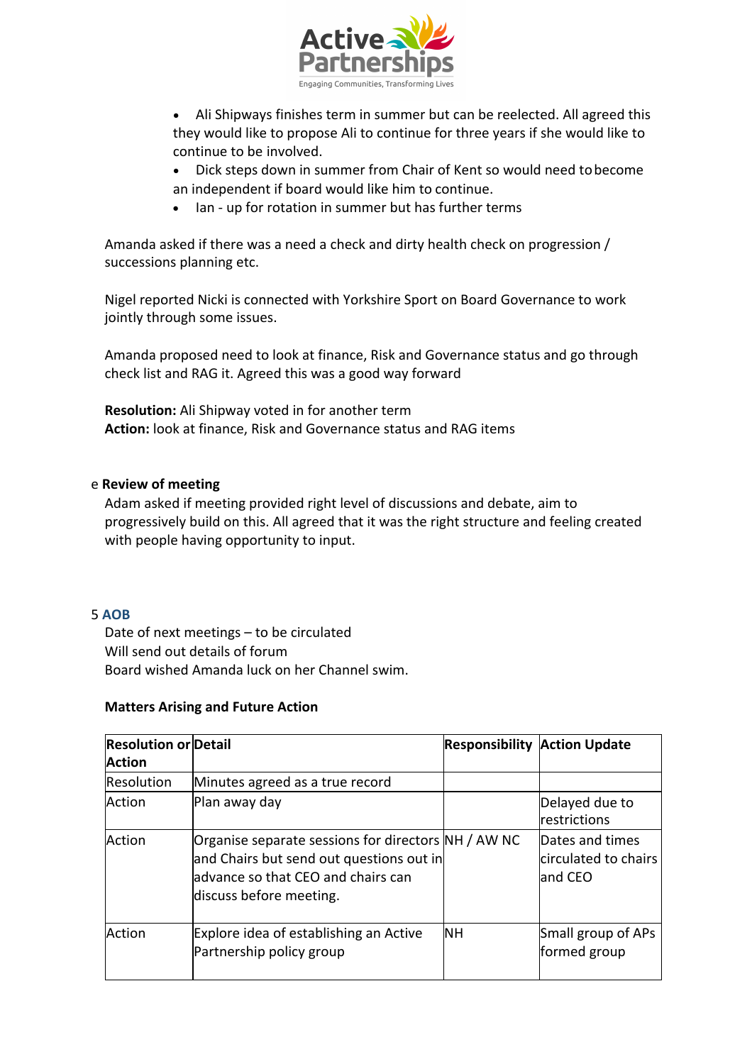- Ali Shipways finishes term in summer but can be reelected. All agreed this they would like to propose Ali to continue for three years if she would like to continue to be involved.
- Dick steps down in summer from Chair of Kent so would need to become an independent if board would like him to continue.
- Ian - up for rotation in summer but has further terms

Amanda asked if there was a need a check and dirty health check on progression / successions planning etc.

Nigel reported Nicki is connected with Yorkshire Sport on Board Governance to work jointly through some issues.

Amanda proposed need to look at finance, Risk and Governance status and go through check list and RAG it. Agreed this was a good way forward

**Resolution:** Ali Shipway voted in for another term
**Action:** look at finance, Risk and Governance status and RAG items

e **Review of meeting**

Adam asked if meeting provided right level of discussions and debate, aim to progressively build on this. All agreed that it was the right structure and feeling created with people having opportunity to input.

5 **AOB**

Date of next meetings – to be circulated
Will send out details of forum
Board wished Amanda luck on her Channel swim.

**Matters Arising and Future Action**

| Resolution or Action | Detail | Responsibility | Action Update |
|---|---|---|---|
| Resolution | Minutes agreed as a true record | | |
| Action | Plan away day | | Delayed due to restrictions |
| Action | Organise separate sessions for directors and Chairs but send out questions out in advance so that CEO and chairs can discuss before meeting. | NH / AW NC | Dates and times circulated to chairs and CEO |
| Action | Explore idea of establishing an Active Partnership policy group | NH | Small group of APs formed group |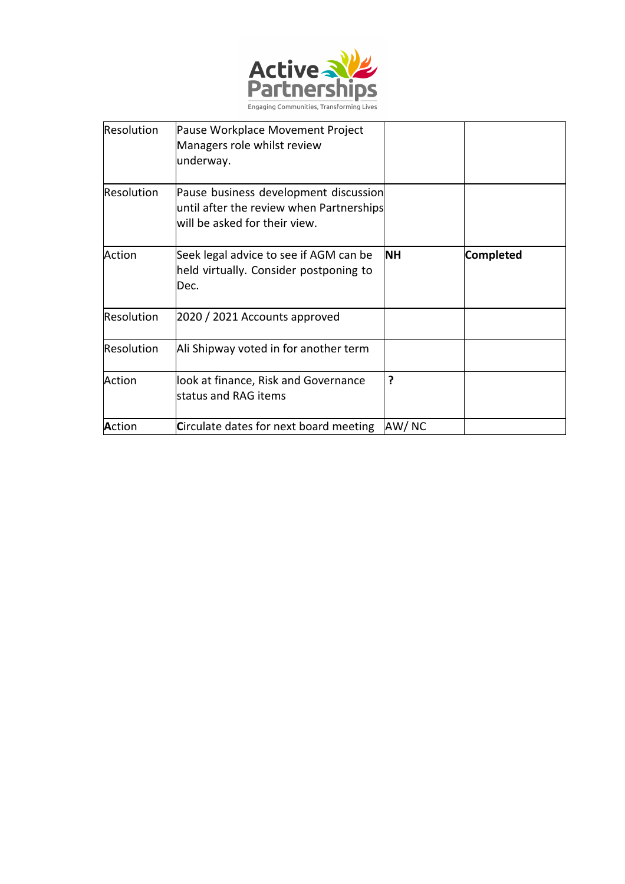| | | | |
|---|---|---|---|
| Resolution | Pause Workplace Movement Project Managers role whilst review underway. | | |
| Resolution | Pause business development discussion until after the review when Partnerships will be asked for their view. | | |
| Action | Seek legal advice to see if AGM can be held virtually. Consider postponing to Dec. | **NH** | **Completed** |
| Resolution | 2020 / 2021 Accounts approved | | |
| Resolution | Ali Shipway voted in for another term | | |
| Action | look at finance, Risk and Governance status and RAG items | **?** | |
| **A**ction | **C**irculate dates for next board meeting | AW/ NC | |